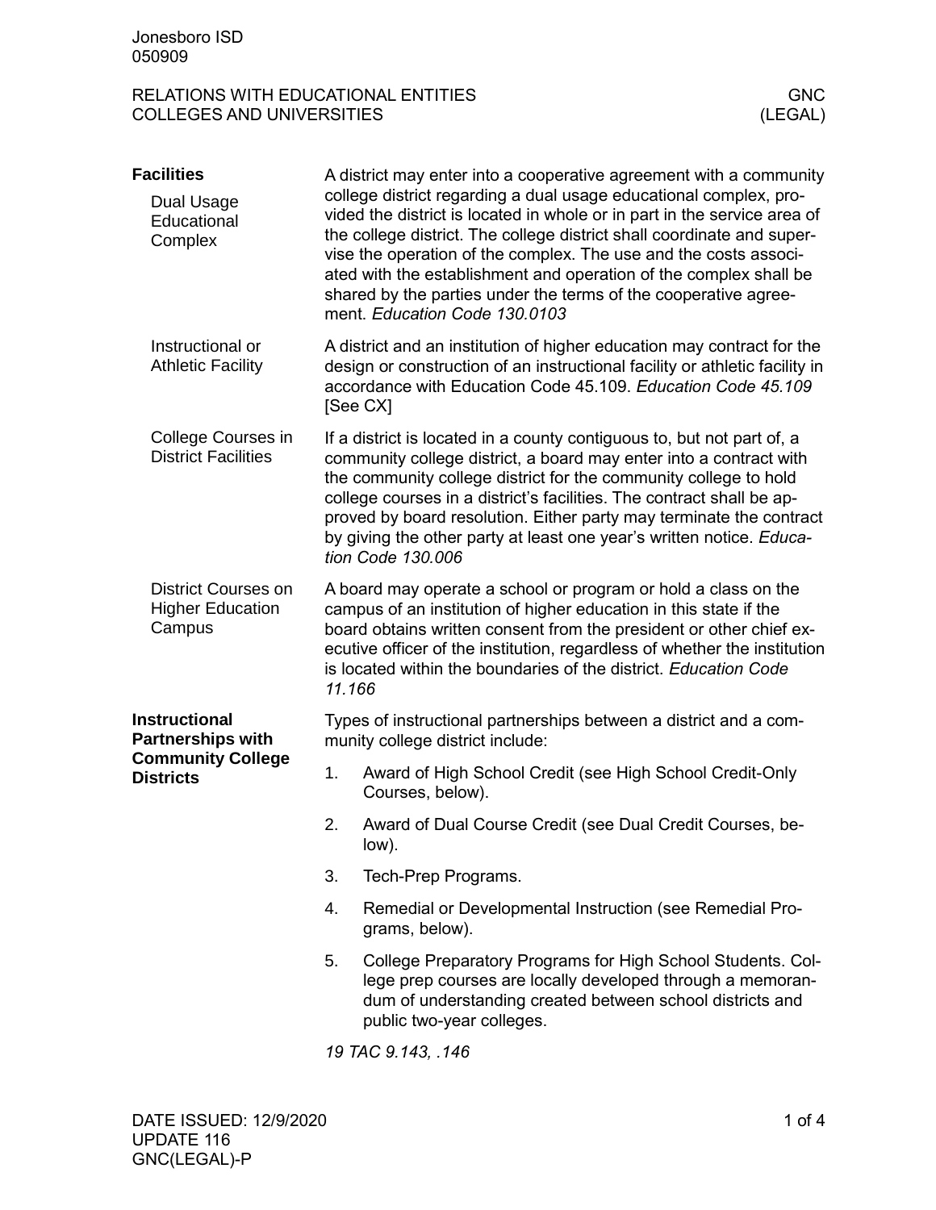Jonesboro ISD
050909

RELATIONS WITH EDUCATIONAL ENTITIES
COLLEGES AND UNIVERSITIES

GNC
(LEGAL)

## Facilities

### Dual Usage Educational Complex

A district may enter into a cooperative agreement with a community college district regarding a dual usage educational complex, provided the district is located in whole or in part in the service area of the college district. The college district shall coordinate and supervise the operation of the complex. The use and the costs associated with the establishment and operation of the complex shall be shared by the parties under the terms of the cooperative agreement. *Education Code 130.0103*

### Instructional or Athletic Facility

A district and an institution of higher education may contract for the design or construction of an instructional facility or athletic facility in accordance with Education Code 45.109. *Education Code 45.109* [See CX]

### College Courses in District Facilities

If a district is located in a county contiguous to, but not part of, a community college district, a board may enter into a contract with the community college district for the community college to hold college courses in a district's facilities. The contract shall be approved by board resolution. Either party may terminate the contract by giving the other party at least one year's written notice. *Education Code 130.006*

### District Courses on Higher Education Campus

A board may operate a school or program or hold a class on the campus of an institution of higher education in this state if the board obtains written consent from the president or other chief executive officer of the institution, regardless of whether the institution is located within the boundaries of the district. *Education Code 11.166*

## Instructional Partnerships with Community College Districts

Types of instructional partnerships between a district and a community college district include:

1. Award of High School Credit (see High School Credit-Only Courses, below).
2. Award of Dual Course Credit (see Dual Credit Courses, below).
3. Tech-Prep Programs.
4. Remedial or Developmental Instruction (see Remedial Programs, below).
5. College Preparatory Programs for High School Students. College prep courses are locally developed through a memorandum of understanding created between school districts and public two-year colleges.

*19 TAC 9.143, .146*

DATE ISSUED: 12/9/2020
UPDATE 116
GNC(LEGAL)-P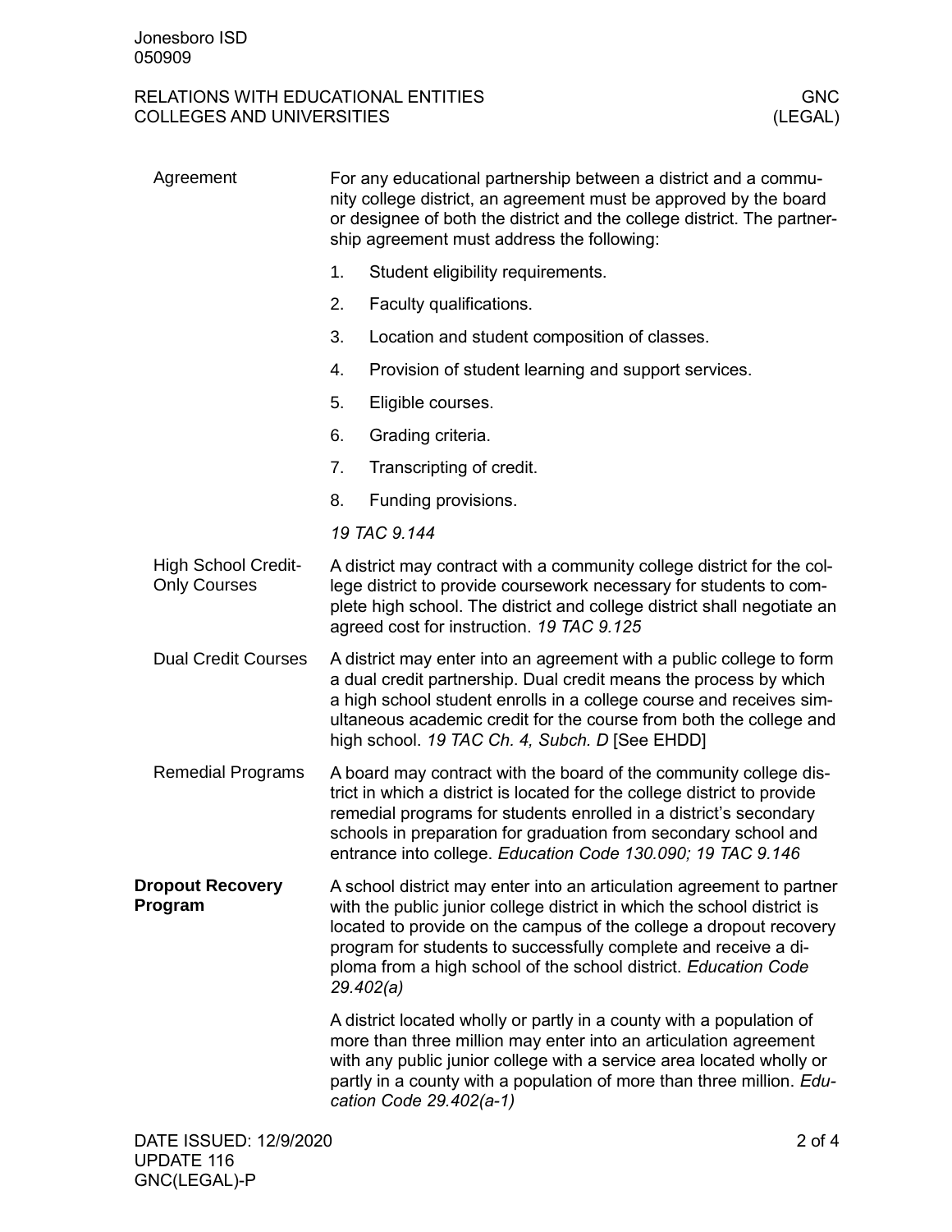**Agreement**

For any educational partnership between a district and a community college district, an agreement must be approved by the board or designee of both the district and the college district. The partnership agreement must address the following:

1. Student eligibility requirements.
2. Faculty qualifications.
3. Location and student composition of classes.
4. Provision of student learning and support services.
5. Eligible courses.
6. Grading criteria.
7. Transcripting of credit.
8. Funding provisions.

*19 TAC 9.144*

**High School Credit-Only Courses**

A district may contract with a community college district for the college district to provide coursework necessary for students to complete high school. The district and college district shall negotiate an agreed cost for instruction. *19 TAC 9.125*

**Dual Credit Courses**

A district may enter into an agreement with a public college to form a dual credit partnership. Dual credit means the process by which a high school student enrolls in a college course and receives simultaneous academic credit for the course from both the college and high school. *19 TAC Ch. 4, Subch. D* [See EHDD]

**Remedial Programs**

A board may contract with the board of the community college district in which a district is located for the college district to provide remedial programs for students enrolled in a district's secondary schools in preparation for graduation from secondary school and entrance into college. *Education Code 130.090; 19 TAC 9.146*

## Dropout Recovery Program

A school district may enter into an articulation agreement to partner with the public junior college district in which the school district is located to provide on the campus of the college a dropout recovery program for students to successfully complete and receive a diploma from a high school of the school district. *Education Code 29.402(a)*

A district located wholly or partly in a county with a population of more than three million may enter into an articulation agreement with any public junior college with a service area located wholly or partly in a county with a population of more than three million. *Education Code 29.402(a-1)*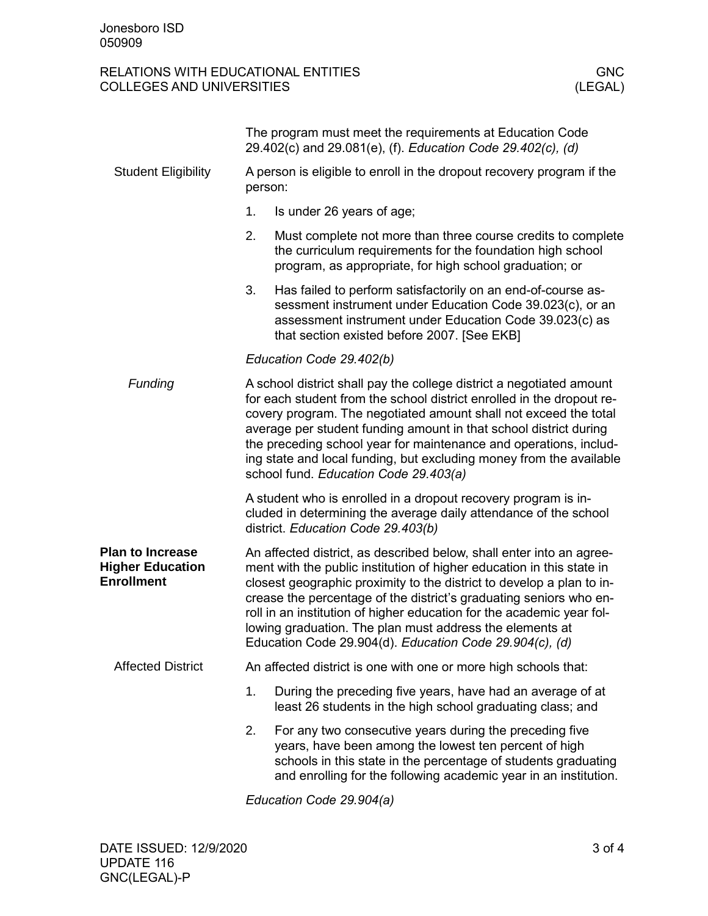The program must meet the requirements at Education Code 29.402(c) and 29.081(e), (f). *Education Code 29.402(c), (d)*

**Student Eligibility**

A person is eligible to enroll in the dropout recovery program if the person:

1. Is under 26 years of age;
2. Must complete not more than three course credits to complete the curriculum requirements for the foundation high school program, as appropriate, for high school graduation; or
3. Has failed to perform satisfactorily on an end-of-course assessment instrument under Education Code 39.023(c), or an assessment instrument under Education Code 39.023(c) as that section existed before 2007. [See EKB]

*Education Code 29.402(b)*

***Funding***

A school district shall pay the college district a negotiated amount for each student from the school district enrolled in the dropout recovery program. The negotiated amount shall not exceed the total average per student funding amount in that school district during the preceding school year for maintenance and operations, including state and local funding, but excluding money from the available school fund. *Education Code 29.403(a)*

A student who is enrolled in a dropout recovery program is included in determining the average daily attendance of the school district. *Education Code 29.403(b)*

## Plan to Increase Higher Education Enrollment

An affected district, as described below, shall enter into an agreement with the public institution of higher education in this state in closest geographic proximity to the district to develop a plan to increase the percentage of the district's graduating seniors who enroll in an institution of higher education for the academic year following graduation. The plan must address the elements at Education Code 29.904(d). *Education Code 29.904(c), (d)*

**Affected District**

An affected district is one with one or more high schools that:

1. During the preceding five years, have had an average of at least 26 students in the high school graduating class; and
2. For any two consecutive years during the preceding five years, have been among the lowest ten percent of high schools in this state in the percentage of students graduating and enrolling for the following academic year in an institution.

*Education Code 29.904(a)*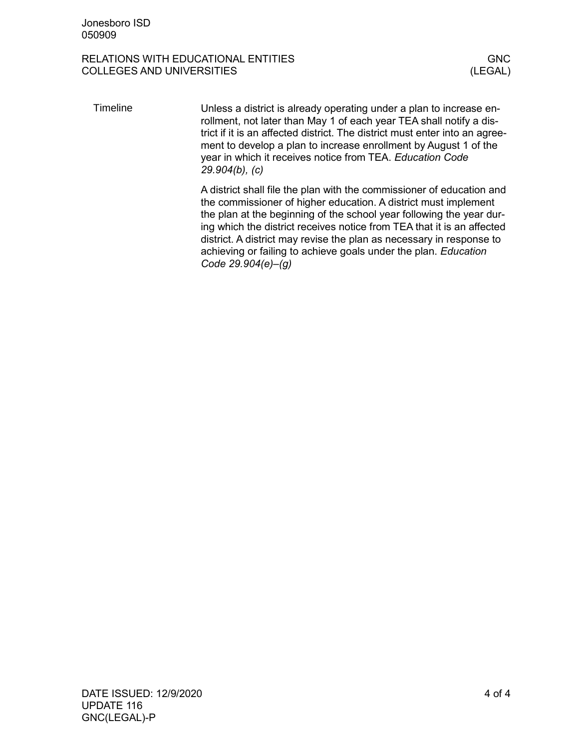## Timeline

Unless a district is already operating under a plan to increase enrollment, not later than May 1 of each year TEA shall notify a district if it is an affected district. The district must enter into an agreement to develop a plan to increase enrollment by August 1 of the year in which it receives notice from TEA. *Education Code 29.904(b), (c)*

A district shall file the plan with the commissioner of education and the commissioner of higher education. A district must implement the plan at the beginning of the school year following the year during which the district receives notice from TEA that it is an affected district. A district may revise the plan as necessary in response to achieving or failing to achieve goals under the plan. *Education Code 29.904(e)–(g)*